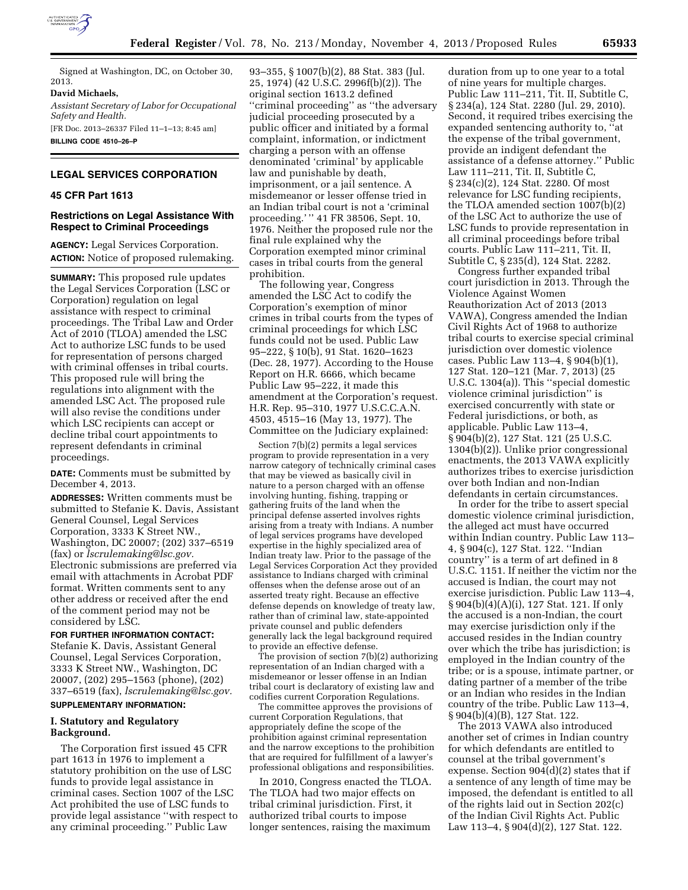Signed at Washington, DC, on October 30, 2013.

**David Michaels,**

*Assistant Secretary of Labor for Occupational Safety and Health.*

[FR Doc. 2013–26337 Filed 11–1–13; 8:45 am]

**BILLING CODE 4510–26–P**

## LEGAL SERVICES CORPORATION

### 45 CFR Part 1613

### Restrictions on Legal Assistance With Respect to Criminal Proceedings

**AGENCY:** Legal Services Corporation.

**ACTION:** Notice of proposed rulemaking.

**SUMMARY:** This proposed rule updates the Legal Services Corporation (LSC or Corporation) regulation on legal assistance with respect to criminal proceedings. The Tribal Law and Order Act of 2010 (TLOA) amended the LSC Act to authorize LSC funds to be used for representation of persons charged with criminal offenses in tribal courts. This proposed rule will bring the regulations into alignment with the amended LSC Act. The proposed rule will also revise the conditions under which LSC recipients can accept or decline tribal court appointments to represent defendants in criminal proceedings.

**DATE:** Comments must be submitted by December 4, 2013.

**ADDRESSES:** Written comments must be submitted to Stefanie K. Davis, Assistant General Counsel, Legal Services Corporation, 3333 K Street NW., Washington, DC 20007; (202) 337–6519 (fax) or *lscrulemaking@lsc.gov.* Electronic submissions are preferred via email with attachments in Acrobat PDF format. Written comments sent to any other address or received after the end of the comment period may not be considered by LSC.

**FOR FURTHER INFORMATION CONTACT:** Stefanie K. Davis, Assistant General Counsel, Legal Services Corporation, 3333 K Street NW., Washington, DC 20007, (202) 295–1563 (phone), (202) 337–6519 (fax), *lscrulemaking@lsc.gov.*

**SUPPLEMENTARY INFORMATION:**

### I. Statutory and Regulatory Background.

The Corporation first issued 45 CFR part 1613 in 1976 to implement a statutory prohibition on the use of LSC funds to provide legal assistance in criminal cases. Section 1007 of the LSC Act prohibited the use of LSC funds to provide legal assistance ''with respect to any criminal proceeding.'' Public Law 93–355, § 1007(b)(2), 88 Stat. 383 (Jul. 25, 1974) (42 U.S.C. 2996f(b)(2)). The original section 1613.2 defined ''criminal proceeding'' as ''the adversary judicial proceeding prosecuted by a public officer and initiated by a formal complaint, information, or indictment charging a person with an offense denominated 'criminal' by applicable law and punishable by death, imprisonment, or a jail sentence. A misdemeanor or lesser offense tried in an Indian tribal court is not a 'criminal proceeding.' '' 41 FR 38506, Sept. 10, 1976. Neither the proposed rule nor the final rule explained why the Corporation exempted minor criminal cases in tribal courts from the general prohibition.

The following year, Congress amended the LSC Act to codify the Corporation's exemption of minor crimes in tribal courts from the types of criminal proceedings for which LSC funds could not be used. Public Law 95–222, § 10(b), 91 Stat. 1620–1623 (Dec. 28, 1977). According to the House Report on H.R. 6666, which became Public Law 95–222, it made this amendment at the Corporation's request. H.R. Rep. 95–310, 1977 U.S.C.C.A.N. 4503, 4515–16 (May 13, 1977). The Committee on the Judiciary explained:

> Section 7(b)(2) permits a legal services program to provide representation in a very narrow category of technically criminal cases that may be viewed as basically civil in nature to a person charged with an offense involving hunting, fishing, trapping or gathering fruits of the land when the principal defense asserted involves rights arising from a treaty with Indians. A number of legal services programs have developed expertise in the highly specialized area of Indian treaty law. Prior to the passage of the Legal Services Corporation Act they provided assistance to Indians charged with criminal offenses when the defense arose out of an asserted treaty right. Because an effective defense depends on knowledge of treaty law, rather than of criminal law, state-appointed private counsel and public defenders generally lack the legal background required to provide an effective defense.
>
> The provision of section 7(b)(2) authorizing representation of an Indian charged with a misdemeanor or lesser offense in an Indian tribal court is declaratory of existing law and codifies current Corporation Regulations.
>
> The committee approves the provisions of current Corporation Regulations, that appropriately define the scope of the prohibition against criminal representation and the narrow exceptions to the prohibition that are required for fulfillment of a lawyer's professional obligations and responsibilities.

In 2010, Congress enacted the TLOA. The TLOA had two major effects on tribal criminal jurisdiction. First, it authorized tribal courts to impose longer sentences, raising the maximum duration from up to one year to a total of nine years for multiple charges. Public Law 111–211, Tit. II, Subtitle C, § 234(a), 124 Stat. 2280 (Jul. 29, 2010). Second, it required tribes exercising the expanded sentencing authority to, ''at the expense of the tribal government, provide an indigent defendant the assistance of a defense attorney.'' Public Law 111–211, Tit. II, Subtitle C, § 234(c)(2), 124 Stat. 2280. Of most relevance for LSC funding recipients, the TLOA amended section 1007(b)(2) of the LSC Act to authorize the use of LSC funds to provide representation in all criminal proceedings before tribal courts. Public Law 111–211, Tit. II, Subtitle C, § 235(d), 124 Stat. 2282.

Congress further expanded tribal court jurisdiction in 2013. Through the Violence Against Women Reauthorization Act of 2013 (2013 VAWA), Congress amended the Indian Civil Rights Act of 1968 to authorize tribal courts to exercise special criminal jurisdiction over domestic violence cases. Public Law 113–4, § 904(b)(1), 127 Stat. 120–121 (Mar. 7, 2013) (25 U.S.C. 1304(a)). This ''special domestic violence criminal jurisdiction'' is exercised concurrently with state or Federal jurisdictions, or both, as applicable. Public Law 113–4, § 904(b)(2), 127 Stat. 121 (25 U.S.C. 1304(b)(2)). Unlike prior congressional enactments, the 2013 VAWA explicitly authorizes tribes to exercise jurisdiction over both Indian and non-Indian defendants in certain circumstances.

In order for the tribe to assert special domestic violence criminal jurisdiction, the alleged act must have occurred within Indian country. Public Law 113–4, § 904(c), 127 Stat. 122. ''Indian country'' is a term of art defined in 8 U.S.C. 1151. If neither the victim nor the accused is Indian, the court may not exercise jurisdiction. Public Law 113–4, § 904(b)(4)(A)(i), 127 Stat. 121. If only the accused is a non-Indian, the court may exercise jurisdiction only if the accused resides in the Indian country over which the tribe has jurisdiction; is employed in the Indian country of the tribe; or is a spouse, intimate partner, or dating partner of a member of the tribe or an Indian who resides in the Indian country of the tribe. Public Law 113–4, § 904(b)(4)(B), 127 Stat. 122.

The 2013 VAWA also introduced another set of crimes in Indian country for which defendants are entitled to counsel at the tribal government's expense. Section 904(d)(2) states that if a sentence of any length of time may be imposed, the defendant is entitled to all of the rights laid out in Section 202(c) of the Indian Civil Rights Act. Public Law 113–4, § 904(d)(2), 127 Stat. 122.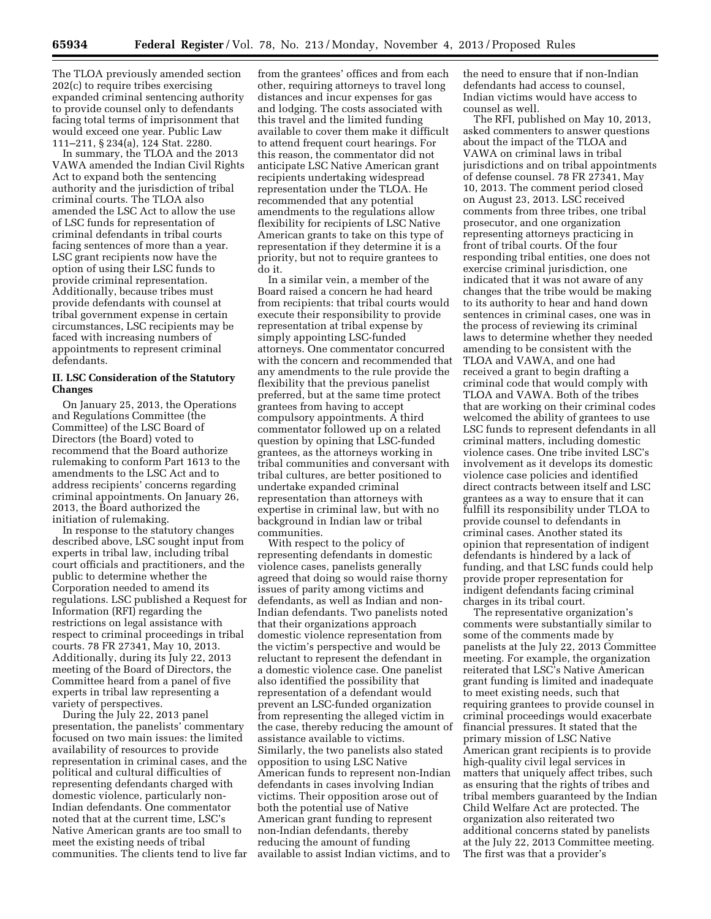The TLOA previously amended section 202(c) to require tribes exercising expanded criminal sentencing authority to provide counsel only to defendants facing total terms of imprisonment that would exceed one year. Public Law 111–211, § 234(a), 124 Stat. 2280.

In summary, the TLOA and the 2013 VAWA amended the Indian Civil Rights Act to expand both the sentencing authority and the jurisdiction of tribal criminal courts. The TLOA also amended the LSC Act to allow the use of LSC funds for representation of criminal defendants in tribal courts facing sentences of more than a year. LSC grant recipients now have the option of using their LSC funds to provide criminal representation. Additionally, because tribes must provide defendants with counsel at tribal government expense in certain circumstances, LSC recipients may be faced with increasing numbers of appointments to represent criminal defendants.

## II. LSC Consideration of the Statutory Changes

On January 25, 2013, the Operations and Regulations Committee (the Committee) of the LSC Board of Directors (the Board) voted to recommend that the Board authorize rulemaking to conform Part 1613 to the amendments to the LSC Act and to address recipients' concerns regarding criminal appointments. On January 26, 2013, the Board authorized the initiation of rulemaking.

In response to the statutory changes described above, LSC sought input from experts in tribal law, including tribal court officials and practitioners, and the public to determine whether the Corporation needed to amend its regulations. LSC published a Request for Information (RFI) regarding the restrictions on legal assistance with respect to criminal proceedings in tribal courts. 78 FR 27341, May 10, 2013. Additionally, during its July 22, 2013 meeting of the Board of Directors, the Committee heard from a panel of five experts in tribal law representing a variety of perspectives.

During the July 22, 2013 panel presentation, the panelists' commentary focused on two main issues: the limited availability of resources to provide representation in criminal cases, and the political and cultural difficulties of representing defendants charged with domestic violence, particularly non-Indian defendants. One commentator noted that at the current time, LSC's Native American grants are too small to meet the existing needs of tribal communities. The clients tend to live far from the grantees' offices and from each other, requiring attorneys to travel long distances and incur expenses for gas and lodging. The costs associated with this travel and the limited funding available to cover them make it difficult to attend frequent court hearings. For this reason, the commentator did not anticipate LSC Native American grant recipients undertaking widespread representation under the TLOA. He recommended that any potential amendments to the regulations allow flexibility for recipients of LSC Native American grants to take on this type of representation if they determine it is a priority, but not to require grantees to do it.

In a similar vein, a member of the Board raised a concern he had heard from recipients: that tribal courts would execute their responsibility to provide representation at tribal expense by simply appointing LSC-funded attorneys. One commentator concurred with the concern and recommended that any amendments to the rule provide the flexibility that the previous panelist preferred, but at the same time protect grantees from having to accept compulsory appointments. A third commentator followed up on a related question by opining that LSC-funded grantees, as the attorneys working in tribal communities and conversant with tribal cultures, are better positioned to undertake expanded criminal representation than attorneys with expertise in criminal law, but with no background in Indian law or tribal communities.

With respect to the policy of representing defendants in domestic violence cases, panelists generally agreed that doing so would raise thorny issues of parity among victims and defendants, as well as Indian and non-Indian defendants. Two panelists noted that their organizations approach domestic violence representation from the victim's perspective and would be reluctant to represent the defendant in a domestic violence case. One panelist also identified the possibility that representation of a defendant would prevent an LSC-funded organization from representing the alleged victim in the case, thereby reducing the amount of assistance available to victims. Similarly, the two panelists also stated opposition to using LSC Native American funds to represent non-Indian defendants in cases involving Indian victims. Their opposition arose out of both the potential use of Native American grant funding to represent non-Indian defendants, thereby reducing the amount of funding available to assist Indian victims, and to the need to ensure that if non-Indian defendants had access to counsel, Indian victims would have access to counsel as well.

The RFI, published on May 10, 2013, asked commenters to answer questions about the impact of the TLOA and VAWA on criminal laws in tribal jurisdictions and on tribal appointments of defense counsel. 78 FR 27341, May 10, 2013. The comment period closed on August 23, 2013. LSC received comments from three tribes, one tribal prosecutor, and one organization representing attorneys practicing in front of tribal courts. Of the four responding tribal entities, one does not exercise criminal jurisdiction, one indicated that it was not aware of any changes that the tribe would be making to its authority to hear and hand down sentences in criminal cases, one was in the process of reviewing its criminal laws to determine whether they needed amending to be consistent with the TLOA and VAWA, and one had received a grant to begin drafting a criminal code that would comply with TLOA and VAWA. Both of the tribes that are working on their criminal codes welcomed the ability of grantees to use LSC funds to represent defendants in all criminal matters, including domestic violence cases. One tribe invited LSC's involvement as it develops its domestic violence case policies and identified direct contracts between itself and LSC grantees as a way to ensure that it can fulfill its responsibility under TLOA to provide counsel to defendants in criminal cases. Another stated its opinion that representation of indigent defendants is hindered by a lack of funding, and that LSC funds could help provide proper representation for indigent defendants facing criminal charges in its tribal court.

The representative organization's comments were substantially similar to some of the comments made by panelists at the July 22, 2013 Committee meeting. For example, the organization reiterated that LSC's Native American grant funding is limited and inadequate to meet existing needs, such that requiring grantees to provide counsel in criminal proceedings would exacerbate financial pressures. It stated that the primary mission of LSC Native American grant recipients is to provide high-quality civil legal services in matters that uniquely affect tribes, such as ensuring that the rights of tribes and tribal members guaranteed by the Indian Child Welfare Act are protected. The organization also reiterated two additional concerns stated by panelists at the July 22, 2013 Committee meeting. The first was that a provider's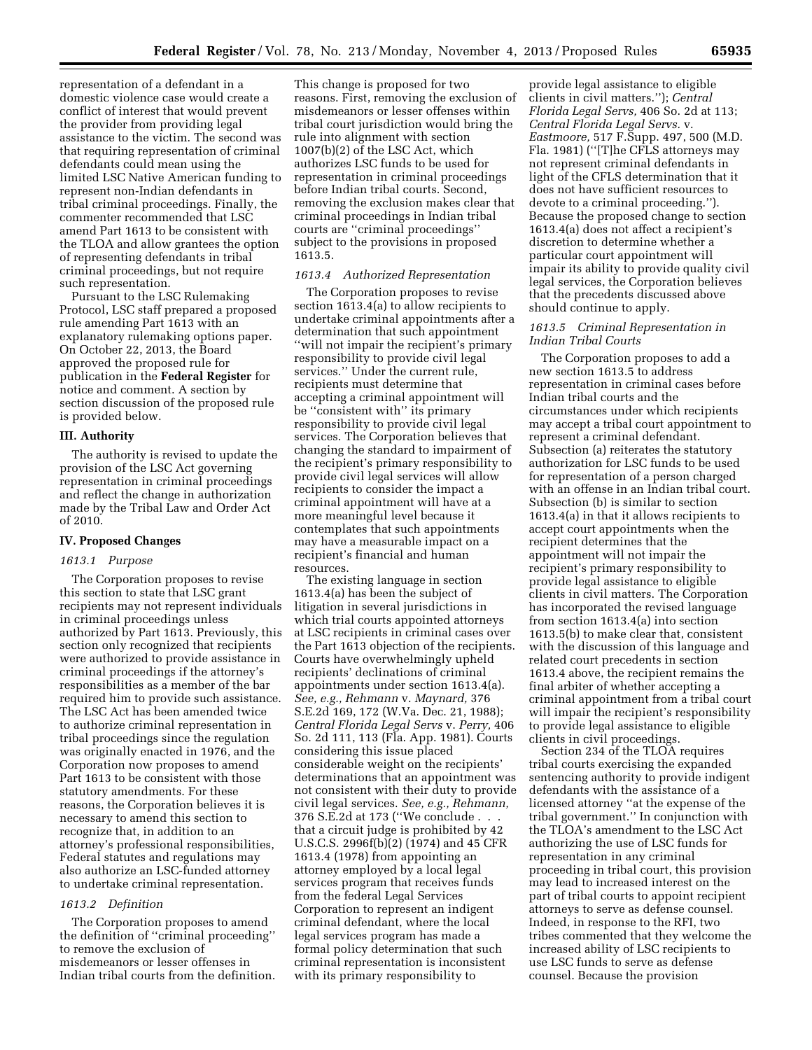representation of a defendant in a domestic violence case would create a conflict of interest that would prevent the provider from providing legal assistance to the victim. The second was that requiring representation of criminal defendants could mean using the limited LSC Native American funding to represent non-Indian defendants in tribal criminal proceedings. Finally, the commenter recommended that LSC amend Part 1613 to be consistent with the TLOA and allow grantees the option of representing defendants in tribal criminal proceedings, but not require such representation.

Pursuant to the LSC Rulemaking Protocol, LSC staff prepared a proposed rule amending Part 1613 with an explanatory rulemaking options paper. On October 22, 2013, the Board approved the proposed rule for publication in the **Federal Register** for notice and comment. A section by section discussion of the proposed rule is provided below.

## III. Authority

The authority is revised to update the provision of the LSC Act governing representation in criminal proceedings and reflect the change in authorization made by the Tribal Law and Order Act of 2010.

## IV. Proposed Changes

### *1613.1 Purpose*

The Corporation proposes to revise this section to state that LSC grant recipients may not represent individuals in criminal proceedings unless authorized by Part 1613. Previously, this section only recognized that recipients were authorized to provide assistance in criminal proceedings if the attorney's responsibilities as a member of the bar required him to provide such assistance. The LSC Act has been amended twice to authorize criminal representation in tribal proceedings since the regulation was originally enacted in 1976, and the Corporation now proposes to amend Part 1613 to be consistent with those statutory amendments. For these reasons, the Corporation believes it is necessary to amend this section to recognize that, in addition to an attorney's professional responsibilities, Federal statutes and regulations may also authorize an LSC-funded attorney to undertake criminal representation.

### *1613.2 Definition*

The Corporation proposes to amend the definition of "criminal proceeding" to remove the exclusion of misdemeanors or lesser offenses in Indian tribal courts from the definition. This change is proposed for two reasons. First, removing the exclusion of misdemeanors or lesser offenses within tribal court jurisdiction would bring the rule into alignment with section 1007(b)(2) of the LSC Act, which authorizes LSC funds to be used for representation in criminal proceedings before Indian tribal courts. Second, removing the exclusion makes clear that criminal proceedings in Indian tribal courts are "criminal proceedings" subject to the provisions in proposed 1613.5.

### *1613.4 Authorized Representation*

The Corporation proposes to revise section 1613.4(a) to allow recipients to undertake criminal appointments after a determination that such appointment "will not impair the recipient's primary responsibility to provide civil legal services." Under the current rule, recipients must determine that accepting a criminal appointment will be "consistent with" its primary responsibility to provide civil legal services. The Corporation believes that changing the standard to impairment of the recipient's primary responsibility to provide civil legal services will allow recipients to consider the impact a criminal appointment will have at a more meaningful level because it contemplates that such appointments may have a measurable impact on a recipient's financial and human resources.

The existing language in section 1613.4(a) has been the subject of litigation in several jurisdictions in which trial courts appointed attorneys at LSC recipients in criminal cases over the Part 1613 objection of the recipients. Courts have overwhelmingly upheld recipients' declinations of criminal appointments under section 1613.4(a). *See, e.g., Rehmann* v. *Maynard,* 376 S.E.2d 169, 172 (W.Va. Dec. 21, 1988); *Central Florida Legal Servs* v. *Perry,* 406 So. 2d 111, 113 (Fla. App. 1981). Courts considering this issue placed considerable weight on the recipients' determinations that an appointment was not consistent with their duty to provide civil legal services. *See, e.g., Rehmann,* 376 S.E.2d at 173 ("We conclude . . . that a circuit judge is prohibited by 42 U.S.C.S. 2996f(b)(2) (1974) and 45 CFR 1613.4 (1978) from appointing an attorney employed by a local legal services program that receives funds from the federal Legal Services Corporation to represent an indigent criminal defendant, where the local legal services program has made a formal policy determination that such criminal representation is inconsistent with its primary responsibility to provide legal assistance to eligible clients in civil matters."); *Central Florida Legal Servs,* 406 So. 2d at 113; *Central Florida Legal Servs.* v. *Eastmoore,* 517 F.Supp. 497, 500 (M.D. Fla. 1981) ("[T]he CFLS attorneys may not represent criminal defendants in light of the CFLS determination that it does not have sufficient resources to devote to a criminal proceeding."). Because the proposed change to section 1613.4(a) does not affect a recipient's discretion to determine whether a particular court appointment will impair its ability to provide quality civil legal services, the Corporation believes that the precedents discussed above should continue to apply.

### *1613.5 Criminal Representation in Indian Tribal Courts*

The Corporation proposes to add a new section 1613.5 to address representation in criminal cases before Indian tribal courts and the circumstances under which recipients may accept a tribal court appointment to represent a criminal defendant. Subsection (a) reiterates the statutory authorization for LSC funds to be used for representation of a person charged with an offense in an Indian tribal court. Subsection (b) is similar to section 1613.4(a) in that it allows recipients to accept court appointments when the recipient determines that the appointment will not impair the recipient's primary responsibility to provide legal assistance to eligible clients in civil matters. The Corporation has incorporated the revised language from section 1613.4(a) into section 1613.5(b) to make clear that, consistent with the discussion of this language and related court precedents in section 1613.4 above, the recipient remains the final arbiter of whether accepting a criminal appointment from a tribal court will impair the recipient's responsibility to provide legal assistance to eligible clients in civil proceedings.

Section 234 of the TLOA requires tribal courts exercising the expanded sentencing authority to provide indigent defendants with the assistance of a licensed attorney "at the expense of the tribal government." In conjunction with the TLOA's amendment to the LSC Act authorizing the use of LSC funds for representation in any criminal proceeding in tribal court, this provision may lead to increased interest on the part of tribal courts to appoint recipient attorneys to serve as defense counsel. Indeed, in response to the RFI, two tribes commented that they welcome the increased ability of LSC recipients to use LSC funds to serve as defense counsel. Because the provision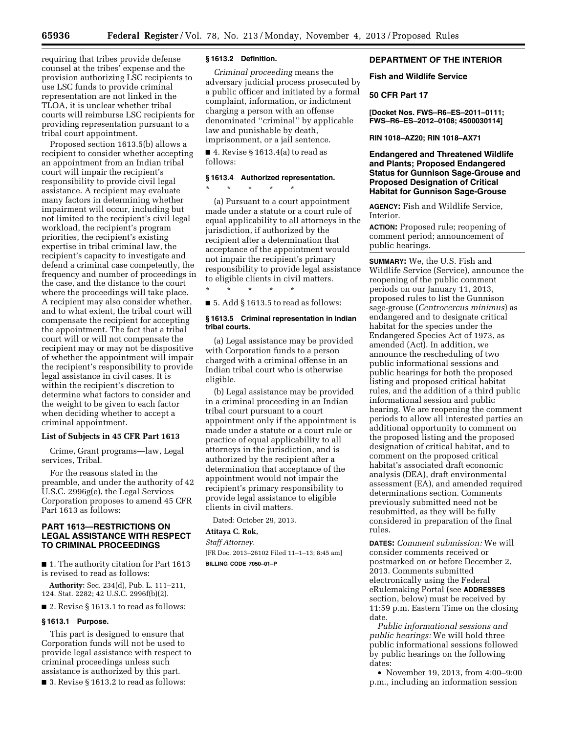requiring that tribes provide defense counsel at the tribes' expense and the provision authorizing LSC recipients to use LSC funds to provide criminal representation are not linked in the TLOA, it is unclear whether tribal courts will reimburse LSC recipients for providing representation pursuant to a tribal court appointment.

Proposed section 1613.5(b) allows a recipient to consider whether accepting an appointment from an Indian tribal court will impair the recipient's responsibility to provide civil legal assistance. A recipient may evaluate many factors in determining whether impairment will occur, including but not limited to the recipient's civil legal workload, the recipient's program priorities, the recipient's existing expertise in tribal criminal law, the recipient's capacity to investigate and defend a criminal case competently, the frequency and number of proceedings in the case, and the distance to the court where the proceedings will take place. A recipient may also consider whether, and to what extent, the tribal court will compensate the recipient for accepting the appointment. The fact that a tribal court will or will not compensate the recipient may or may not be dispositive of whether the appointment will impair the recipient's responsibility to provide legal assistance in civil cases. It is within the recipient's discretion to determine what factors to consider and the weight to be given to each factor when deciding whether to accept a criminal appointment.

### List of Subjects in 45 CFR Part 1613

Crime, Grant programs—law, Legal services, Tribal.

For the reasons stated in the preamble, and under the authority of 42 U.S.C. 2996g(e), the Legal Services Corporation proposes to amend 45 CFR Part 1613 as follows:

## PART 1613—RESTRICTIONS ON LEGAL ASSISTANCE WITH RESPECT TO CRIMINAL PROCEEDINGS

■ 1. The authority citation for Part 1613 is revised to read as follows:

**Authority:** Sec. 234(d), Pub. L. 111–211, 124. Stat. 2282; 42 U.S.C. 2996f(b)(2).

■ 2. Revise § 1613.1 to read as follows:

### § 1613.1 Purpose.

This part is designed to ensure that Corporation funds will not be used to provide legal assistance with respect to criminal proceedings unless such assistance is authorized by this part.

■ 3. Revise § 1613.2 to read as follows:

### § 1613.2 Definition.

*Criminal proceeding* means the adversary judicial process prosecuted by a public officer and initiated by a formal complaint, information, or indictment charging a person with an offense denominated ''criminal'' by applicable law and punishable by death, imprisonment, or a jail sentence.

■ 4. Revise § 1613.4(a) to read as follows:

### § 1613.4 Authorized representation.

\* \* \* \* \*

(a) Pursuant to a court appointment made under a statute or a court rule of equal applicability to all attorneys in the jurisdiction, if authorized by the recipient after a determination that acceptance of the appointment would not impair the recipient's primary responsibility to provide legal assistance to eligible clients in civil matters.

\* \* \* \* \*

■ 5. Add § 1613.5 to read as follows:

### § 1613.5 Criminal representation in Indian tribal courts.

(a) Legal assistance may be provided with Corporation funds to a person charged with a criminal offense in an Indian tribal court who is otherwise eligible.

(b) Legal assistance may be provided in a criminal proceeding in an Indian tribal court pursuant to a court appointment only if the appointment is made under a statute or a court rule or practice of equal applicability to all attorneys in the jurisdiction, and is authorized by the recipient after a determination that acceptance of the appointment would not impair the recipient's primary responsibility to provide legal assistance to eligible clients in civil matters.

Dated: October 29, 2013.

**Atitaya C. Rok,**

*Staff Attorney.*

[FR Doc. 2013–26102 Filed 11–1–13; 8:45 am]

**BILLING CODE 7050–01–P**

## DEPARTMENT OF THE INTERIOR

### Fish and Wildlife Service

### 50 CFR Part 17

**[Docket Nos. FWS–R6–ES–2011–0111; FWS–R6–ES–2012–0108; 4500030114]**

**RIN 1018–AZ20; RIN 1018–AX71**

### Endangered and Threatened Wildlife and Plants; Proposed Endangered Status for Gunnison Sage-Grouse and Proposed Designation of Critical Habitat for Gunnison Sage-Grouse

**AGENCY:** Fish and Wildlife Service, Interior.

**ACTION:** Proposed rule; reopening of comment period; announcement of public hearings.

**SUMMARY:** We, the U.S. Fish and Wildlife Service (Service), announce the reopening of the public comment periods on our January 11, 2013, proposed rules to list the Gunnison sage-grouse (*Centrocercus minimus*) as endangered and to designate critical habitat for the species under the Endangered Species Act of 1973, as amended (Act). In addition, we announce the rescheduling of two public informational sessions and public hearings for both the proposed listing and proposed critical habitat rules, and the addition of a third public informational session and public hearing. We are reopening the comment periods to allow all interested parties an additional opportunity to comment on the proposed listing and the proposed designation of critical habitat, and to comment on the proposed critical habitat's associated draft economic analysis (DEA), draft environmental assessment (EA), and amended required determinations section. Comments previously submitted need not be resubmitted, as they will be fully considered in preparation of the final rules.

**DATES:** *Comment submission:* We will consider comments received or postmarked on or before December 2, 2013. Comments submitted electronically using the Federal eRulemaking Portal (see **ADDRESSES** section, below) must be received by 11:59 p.m. Eastern Time on the closing date.

*Public informational sessions and public hearings:* We will hold three public informational sessions followed by public hearings on the following dates:

• November 19, 2013, from 4:00–9:00 p.m., including an information session